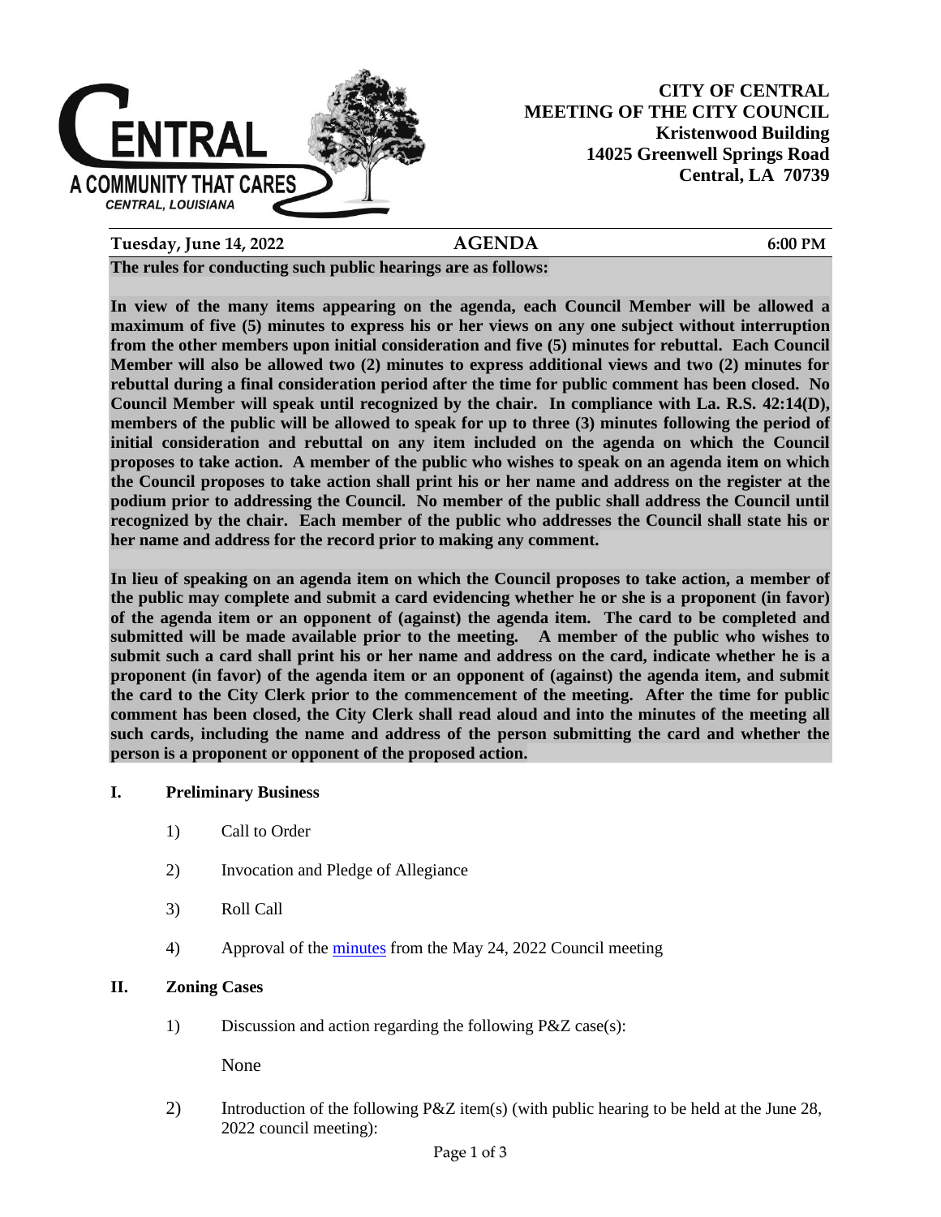CENTRAL
A COMMUNITY THAT CARES
CENTRAL, LOUISIANA

**CITY OF CENTRAL**
**MEETING OF THE CITY COUNCIL**
**Kristenwood Building**
**14025 Greenwell Springs Road**
**Central, LA 70739**

**Tuesday, June 14, 2022** | **AGENDA** | **6:00 PM**

**The rules for conducting such public hearings are as follows:**

**In view of the many items appearing on the agenda, each Council Member will be allowed a maximum of five (5) minutes to express his or her views on any one subject without interruption from the other members upon initial consideration and five (5) minutes for rebuttal. Each Council Member will also be allowed two (2) minutes to express additional views and two (2) minutes for rebuttal during a final consideration period after the time for public comment has been closed. No Council Member will speak until recognized by the chair. In compliance with La. R.S. 42:14(D), members of the public will be allowed to speak for up to three (3) minutes following the period of initial consideration and rebuttal on any item included on the agenda on which the Council proposes to take action. A member of the public who wishes to speak on an agenda item on which the Council proposes to take action shall print his or her name and address on the register at the podium prior to addressing the Council. No member of the public shall address the Council until recognized by the chair. Each member of the public who addresses the Council shall state his or her name and address for the record prior to making any comment.**

**In lieu of speaking on an agenda item on which the Council proposes to take action, a member of the public may complete and submit a card evidencing whether he or she is a proponent (in favor) of the agenda item or an opponent of (against) the agenda item. The card to be completed and submitted will be made available prior to the meeting. A member of the public who wishes to submit such a card shall print his or her name and address on the card, indicate whether he is a proponent (in favor) of the agenda item or an opponent of (against) the agenda item, and submit the card to the City Clerk prior to the commencement of the meeting. After the time for public comment has been closed, the City Clerk shall read aloud and into the minutes of the meeting all such cards, including the name and address of the person submitting the card and whether the person is a proponent or opponent of the proposed action.**

## I. Preliminary Business

1) Call to Order

2) Invocation and Pledge of Allegiance

3) Roll Call

4) Approval of the minutes from the May 24, 2022 Council meeting

## II. Zoning Cases

1) Discussion and action regarding the following P&Z case(s):

   None

2) Introduction of the following P&Z item(s) (with public hearing to be held at the June 28, 2022 council meeting):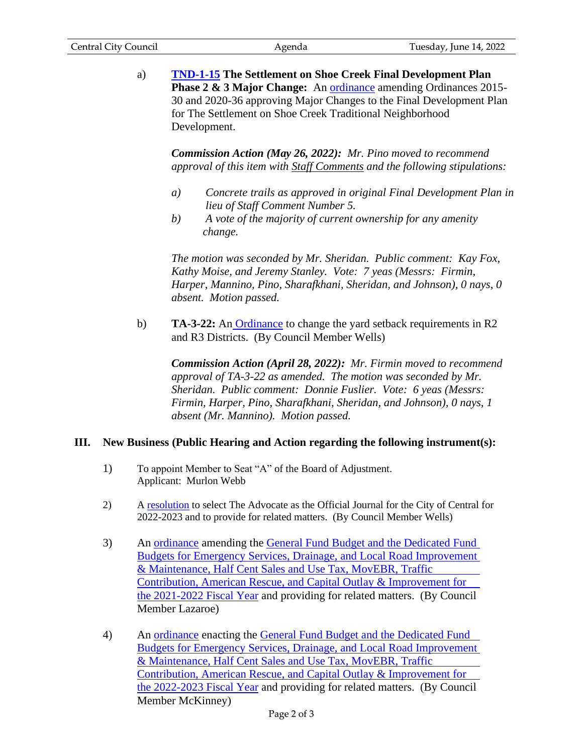a) **TND-1-15 The Settlement on Shoe Creek Final Development Plan Phase 2 & 3 Major Change:** An ordinance amending Ordinances 2015-30 and 2020-36 approving Major Changes to the Final Development Plan for The Settlement on Shoe Creek Traditional Neighborhood Development.

   ***Commission Action (May 26, 2022):*** *Mr. Pino moved to recommend approval of this item with Staff Comments and the following stipulations:*

   *a) Concrete trails as approved in original Final Development Plan in lieu of Staff Comment Number 5.*
   *b) A vote of the majority of current ownership for any amenity change.*

   *The motion was seconded by Mr. Sheridan. Public comment: Kay Fox, Kathy Moise, and Jeremy Stanley. Vote: 7 yeas (Messrs: Firmin, Harper, Mannino, Pino, Sharafkhani, Sheridan, and Johnson), 0 nays, 0 absent. Motion passed.*

b) **TA-3-22:** An Ordinance to change the yard setback requirements in R2 and R3 Districts. (By Council Member Wells)

   ***Commission Action (April 28, 2022):*** *Mr. Firmin moved to recommend approval of TA-3-22 as amended. The motion was seconded by Mr. Sheridan. Public comment: Donnie Fuslier. Vote: 6 yeas (Messrs: Firmin, Harper, Pino, Sharafkhani, Sheridan, and Johnson), 0 nays, 1 absent (Mr. Mannino). Motion passed.*

## III. New Business (Public Hearing and Action regarding the following instrument(s):

1) To appoint Member to Seat "A" of the Board of Adjustment.
   Applicant: Murlon Webb

2) A resolution to select The Advocate as the Official Journal for the City of Central for 2022-2023 and to provide for related matters. (By Council Member Wells)

3) An ordinance amending the General Fund Budget and the Dedicated Fund Budgets for Emergency Services, Drainage, and Local Road Improvement & Maintenance, Half Cent Sales and Use Tax, MovEBR, Traffic Contribution, American Rescue, and Capital Outlay & Improvement for the 2021-2022 Fiscal Year and providing for related matters. (By Council Member Lazaroe)

4) An ordinance enacting the General Fund Budget and the Dedicated Fund Budgets for Emergency Services, Drainage, and Local Road Improvement & Maintenance, Half Cent Sales and Use Tax, MovEBR, Traffic Contribution, American Rescue, and Capital Outlay & Improvement for the 2022-2023 Fiscal Year and providing for related matters. (By Council Member McKinney)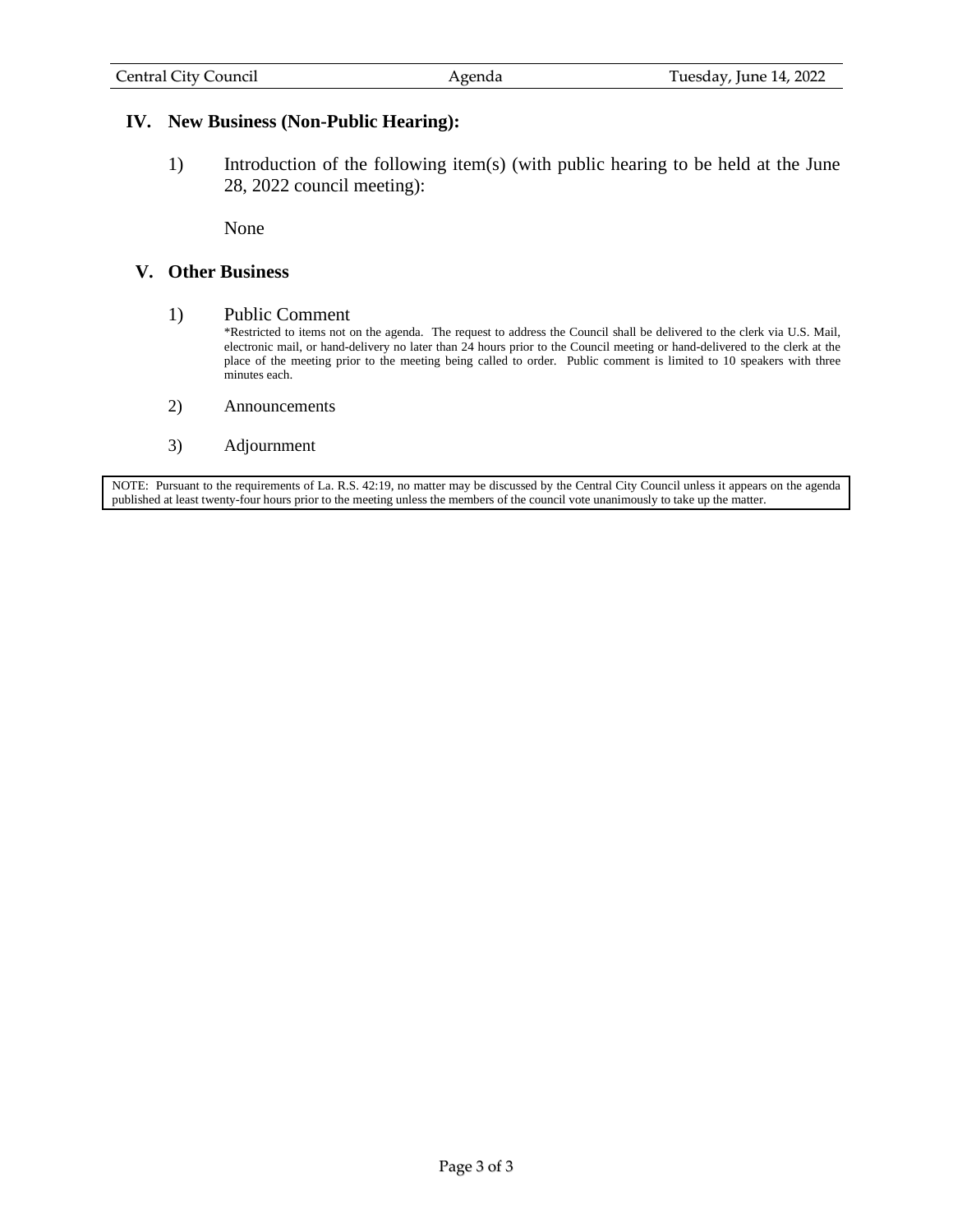## IV. New Business (Non-Public Hearing):

1) Introduction of the following item(s) (with public hearing to be held at the June 28, 2022 council meeting):

None

## V. Other Business

1) Public Comment

*Restricted to items not on the agenda. The request to address the Council shall be delivered to the clerk via U.S. Mail, electronic mail, or hand-delivery no later than 24 hours prior to the Council meeting or hand-delivered to the clerk at the place of the meeting prior to the meeting being called to order. Public comment is limited to 10 speakers with three minutes each.

2) Announcements

3) Adjournment

NOTE: Pursuant to the requirements of La. R.S. 42:19, no matter may be discussed by the Central City Council unless it appears on the agenda published at least twenty-four hours prior to the meeting unless the members of the council vote unanimously to take up the matter.